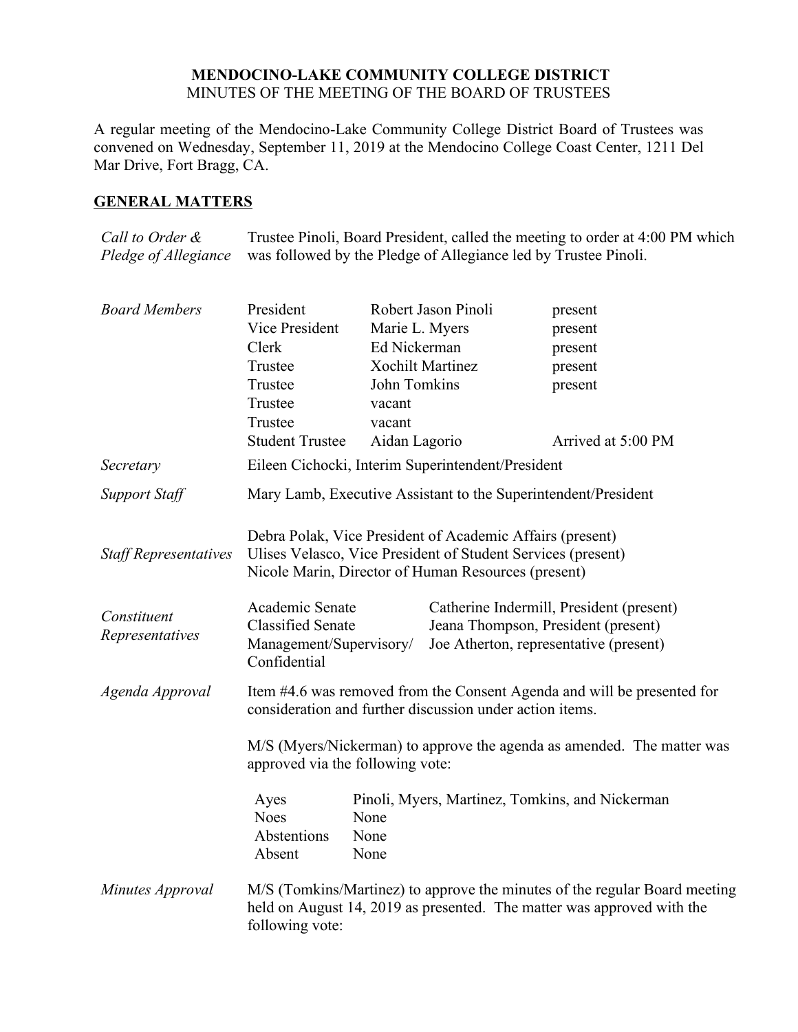**MENDOCINO-LAKE COMMUNITY COLLEGE DISTRICT**
MINUTES OF THE MEETING OF THE BOARD OF TRUSTEES

A regular meeting of the Mendocino-Lake Community College District Board of Trustees was convened on Wednesday, September 11, 2019 at the Mendocino College Coast Center, 1211 Del Mar Drive, Fort Bragg, CA.

## GENERAL MATTERS

*Call to Order & Pledge of Allegiance* — Trustee Pinoli, Board President, called the meeting to order at 4:00 PM which was followed by the Pledge of Allegiance led by Trustee Pinoli.

*Board Members*

| | | |
|---|---|---|
| President | Robert Jason Pinoli | present |
| Vice President | Marie L. Myers | present |
| Clerk | Ed Nickerman | present |
| Trustee | Xochilt Martinez | present |
| Trustee | John Tomkins | present |
| Trustee | vacant | |
| Trustee | vacant | |
| Student Trustee | Aidan Lagorio | Arrived at 5:00 PM |

*Secretary* — Eileen Cichocki, Interim Superintendent/President

*Support Staff* — Mary Lamb, Executive Assistant to the Superintendent/President

*Staff Representatives*

Debra Polak, Vice President of Academic Affairs (present)
Ulises Velasco, Vice President of Student Services (present)
Nicole Marin, Director of Human Resources (present)

*Constituent Representatives*

| | |
|---|---|
| Academic Senate | Catherine Indermill, President (present) |
| Classified Senate | Jeana Thompson, President (present) |
| Management/Supervisory/ Confidential | Joe Atherton, representative (present) |

*Agenda Approval* — Item #4.6 was removed from the Consent Agenda and will be presented for consideration and further discussion under action items.

M/S (Myers/Nickerman) to approve the agenda as amended. The matter was approved via the following vote:

| | |
|---|---|
| Ayes | Pinoli, Myers, Martinez, Tomkins, and Nickerman |
| Noes | None |
| Abstentions | None |
| Absent | None |

*Minutes Approval* — M/S (Tomkins/Martinez) to approve the minutes of the regular Board meeting held on August 14, 2019 as presented. The matter was approved with the following vote: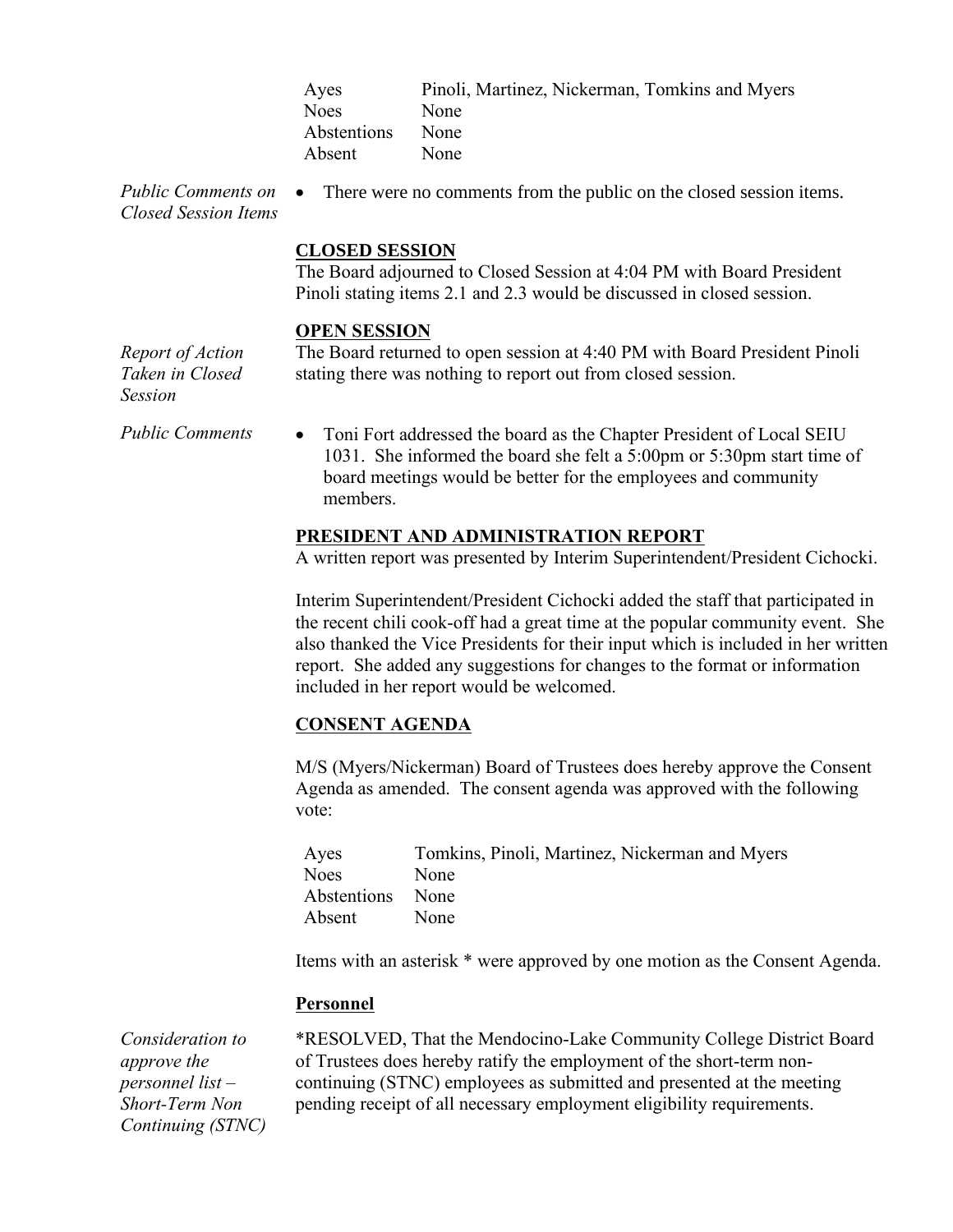| | |
|---|---|
| Ayes | Pinoli, Martinez, Nickerman, Tomkins and Myers |
| Noes | None |
| Abstentions | None |
| Absent | None |

*Public Comments on Closed Session Items*

- There were no comments from the public on the closed session items.

**CLOSED SESSION**

The Board adjourned to Closed Session at 4:04 PM with Board President Pinoli stating items 2.1 and 2.3 would be discussed in closed session.

**OPEN SESSION**

*Report of Action Taken in Closed Session*

The Board returned to open session at 4:40 PM with Board President Pinoli stating there was nothing to report out from closed session.

*Public Comments*

- Toni Fort addressed the board as the Chapter President of Local SEIU 1031. She informed the board she felt a 5:00pm or 5:30pm start time of board meetings would be better for the employees and community members.

**PRESIDENT AND ADMINISTRATION REPORT**

A written report was presented by Interim Superintendent/President Cichocki.

Interim Superintendent/President Cichocki added the staff that participated in the recent chili cook-off had a great time at the popular community event. She also thanked the Vice Presidents for their input which is included in her written report. She added any suggestions for changes to the format or information included in her report would be welcomed.

**CONSENT AGENDA**

M/S (Myers/Nickerman) Board of Trustees does hereby approve the Consent Agenda as amended. The consent agenda was approved with the following vote:

| | |
|---|---|
| Ayes | Tomkins, Pinoli, Martinez, Nickerman and Myers |
| Noes | None |
| Abstentions | None |
| Absent | None |

Items with an asterisk * were approved by one motion as the Consent Agenda.

**Personnel**

*Consideration to approve the personnel list – Short-Term Non Continuing (STNC)*

*RESOLVED, That the Mendocino-Lake Community College District Board of Trustees does hereby ratify the employment of the short-term non-continuing (STNC) employees as submitted and presented at the meeting pending receipt of all necessary employment eligibility requirements.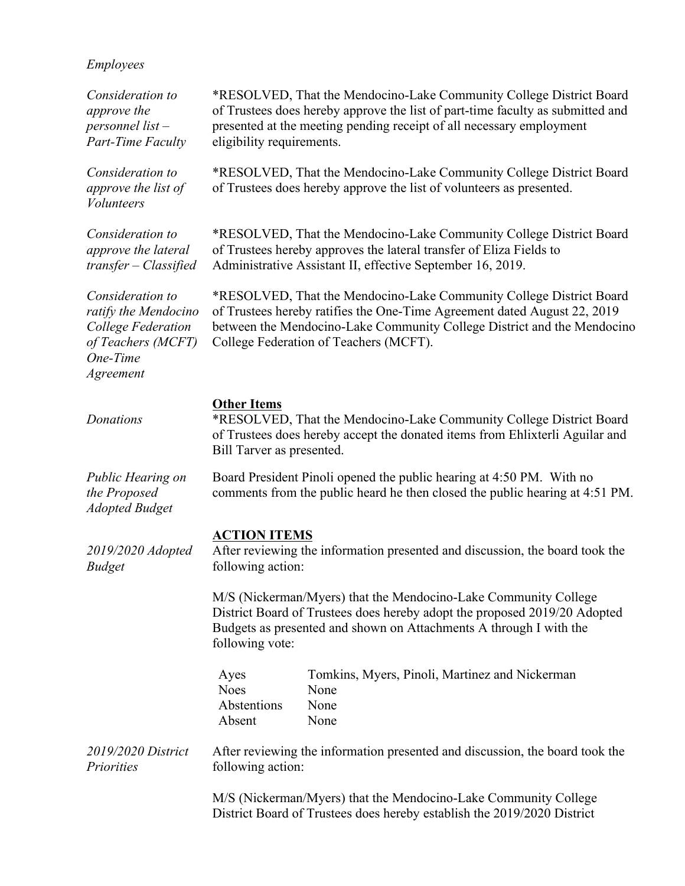*Employees*

*Consideration to approve the personnel list – Part-Time Faculty*

*RESOLVED, That the Mendocino-Lake Community College District Board of Trustees does hereby approve the list of part-time faculty as submitted and presented at the meeting pending receipt of all necessary employment eligibility requirements.

*Consideration to approve the list of Volunteers*

*RESOLVED, That the Mendocino-Lake Community College District Board of Trustees does hereby approve the list of volunteers as presented.

*Consideration to approve the lateral transfer – Classified*

*RESOLVED, That the Mendocino-Lake Community College District Board of Trustees hereby approves the lateral transfer of Eliza Fields to Administrative Assistant II, effective September 16, 2019.

*Consideration to ratify the Mendocino College Federation of Teachers (MCFT) One-Time Agreement*

*RESOLVED, That the Mendocino-Lake Community College District Board of Trustees hereby ratifies the One-Time Agreement dated August 22, 2019 between the Mendocino-Lake Community College District and the Mendocino College Federation of Teachers (MCFT).

**Other Items**

*Donations*

*RESOLVED, That the Mendocino-Lake Community College District Board of Trustees does hereby accept the donated items from Ehlixterli Aguilar and Bill Tarver as presented.

*Public Hearing on the Proposed Adopted Budget*

Board President Pinoli opened the public hearing at 4:50 PM. With no comments from the public heard he then closed the public hearing at 4:51 PM.

**ACTION ITEMS**

*2019/2020 Adopted Budget*

After reviewing the information presented and discussion, the board took the following action:

M/S (Nickerman/Myers) that the Mendocino-Lake Community College District Board of Trustees does hereby adopt the proposed 2019/20 Adopted Budgets as presented and shown on Attachments A through I with the following vote:

| | |
|---|---|
| Ayes | Tomkins, Myers, Pinoli, Martinez and Nickerman |
| Noes | None |
| Abstentions | None |
| Absent | None |

*2019/2020 District Priorities*

After reviewing the information presented and discussion, the board took the following action:

M/S (Nickerman/Myers) that the Mendocino-Lake Community College District Board of Trustees does hereby establish the 2019/2020 District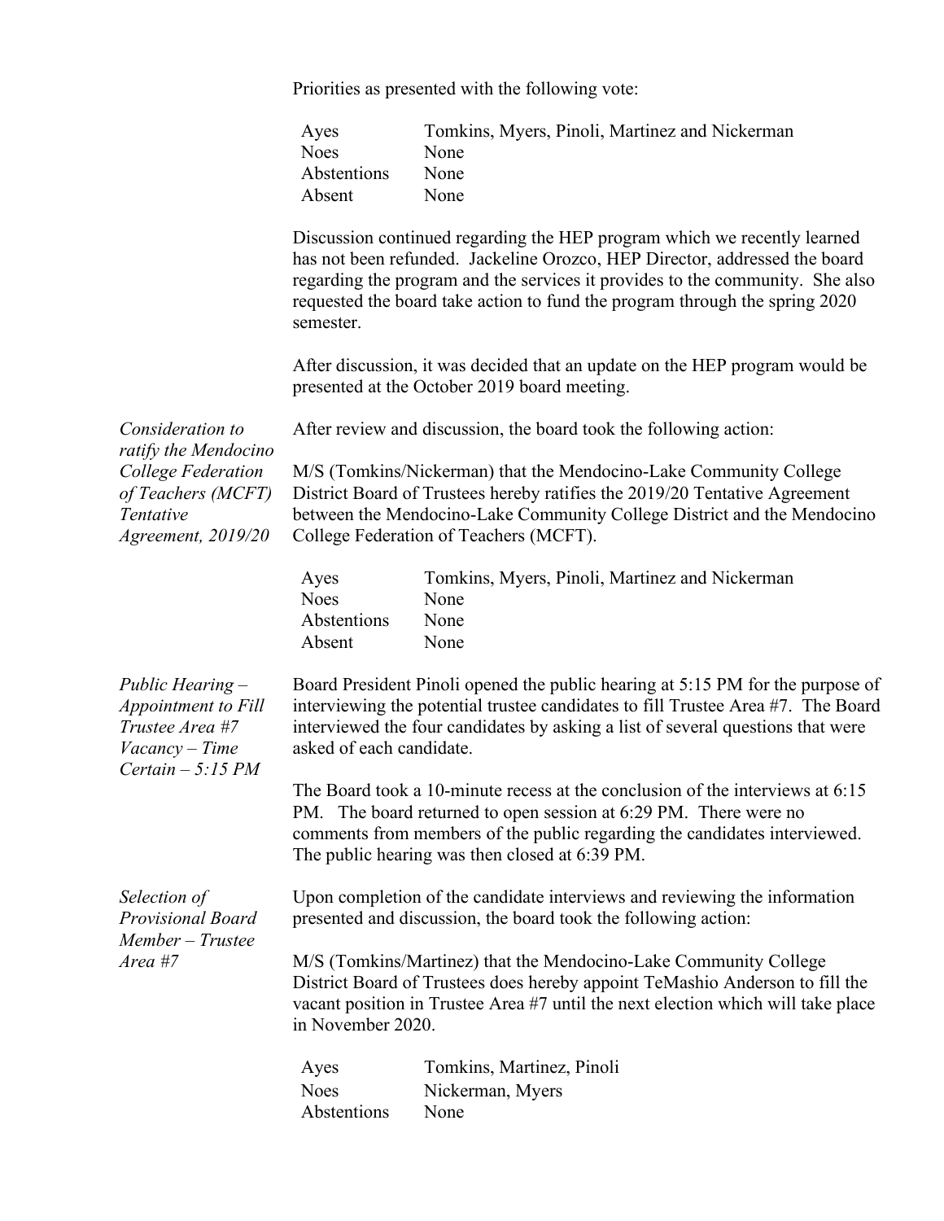Priorities as presented with the following vote:

| | |
|---|---|
| Ayes | Tomkins, Myers, Pinoli, Martinez and Nickerman |
| Noes | None |
| Abstentions | None |
| Absent | None |

Discussion continued regarding the HEP program which we recently learned has not been refunded. Jackeline Orozco, HEP Director, addressed the board regarding the program and the services it provides to the community. She also requested the board take action to fund the program through the spring 2020 semester.

After discussion, it was decided that an update on the HEP program would be presented at the October 2019 board meeting.

*Consideration to ratify the Mendocino College Federation of Teachers (MCFT) Tentative Agreement, 2019/20*

After review and discussion, the board took the following action:

M/S (Tomkins/Nickerman) that the Mendocino-Lake Community College District Board of Trustees hereby ratifies the 2019/20 Tentative Agreement between the Mendocino-Lake Community College District and the Mendocino College Federation of Teachers (MCFT).

| | |
|---|---|
| Ayes | Tomkins, Myers, Pinoli, Martinez and Nickerman |
| Noes | None |
| Abstentions | None |
| Absent | None |

*Public Hearing – Appointment to Fill Trustee Area #7 Vacancy – Time Certain – 5:15 PM*

Board President Pinoli opened the public hearing at 5:15 PM for the purpose of interviewing the potential trustee candidates to fill Trustee Area #7. The Board interviewed the four candidates by asking a list of several questions that were asked of each candidate.

The Board took a 10-minute recess at the conclusion of the interviews at 6:15 PM. The board returned to open session at 6:29 PM. There were no comments from members of the public regarding the candidates interviewed. The public hearing was then closed at 6:39 PM.

*Selection of Provisional Board Member – Trustee Area #7*

Upon completion of the candidate interviews and reviewing the information presented and discussion, the board took the following action:

M/S (Tomkins/Martinez) that the Mendocino-Lake Community College District Board of Trustees does hereby appoint TeMashio Anderson to fill the vacant position in Trustee Area #7 until the next election which will take place in November 2020.

| | |
|---|---|
| Ayes | Tomkins, Martinez, Pinoli |
| Noes | Nickerman, Myers |
| Abstentions | None |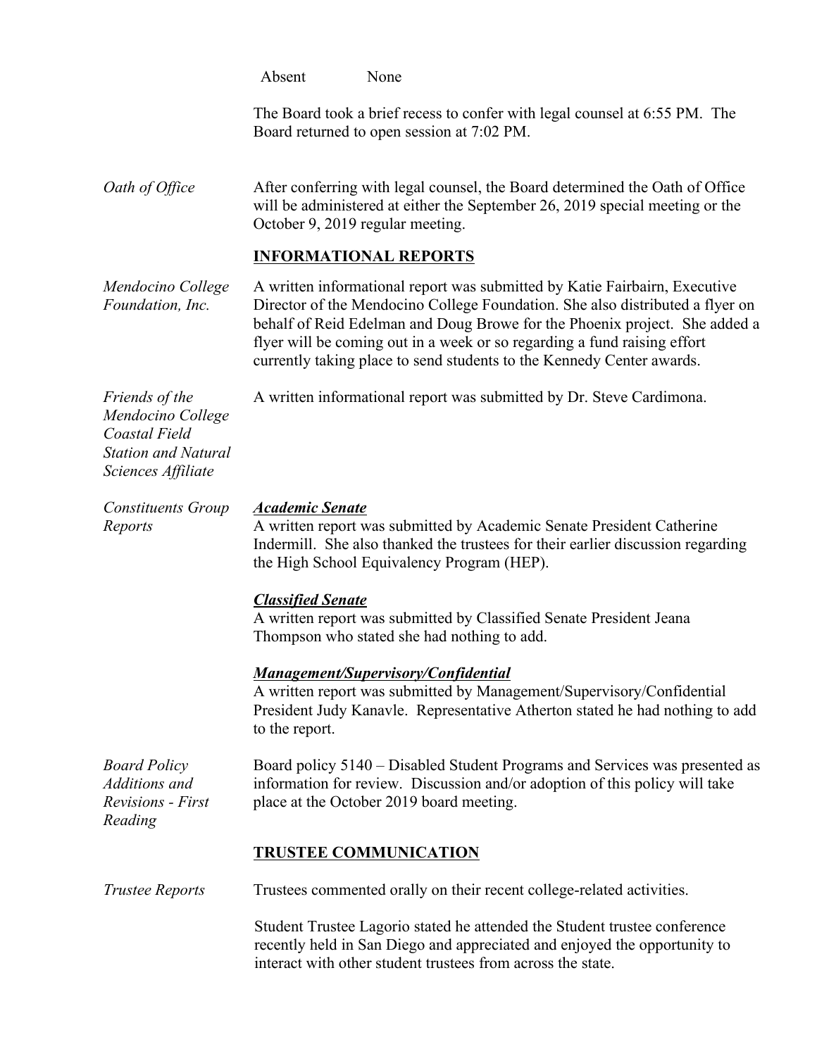Absent None

The Board took a brief recess to confer with legal counsel at 6:55 PM. The Board returned to open session at 7:02 PM.

*Oath of Office*

After conferring with legal counsel, the Board determined the Oath of Office will be administered at either the September 26, 2019 special meeting or the October 9, 2019 regular meeting.

## INFORMATIONAL REPORTS

*Mendocino College Foundation, Inc.*

A written informational report was submitted by Katie Fairbairn, Executive Director of the Mendocino College Foundation. She also distributed a flyer on behalf of Reid Edelman and Doug Browe for the Phoenix project. She added a flyer will be coming out in a week or so regarding a fund raising effort currently taking place to send students to the Kennedy Center awards.

*Friends of the Mendocino College Coastal Field Station and Natural Sciences Affiliate*

A written informational report was submitted by Dr. Steve Cardimona.

*Constituents Group Reports*

***Academic Senate***
A written report was submitted by Academic Senate President Catherine Indermill. She also thanked the trustees for their earlier discussion regarding the High School Equivalency Program (HEP).

***Classified Senate***
A written report was submitted by Classified Senate President Jeana Thompson who stated she had nothing to add.

***Management/Supervisory/Confidential***
A written report was submitted by Management/Supervisory/Confidential President Judy Kanavle. Representative Atherton stated he had nothing to add to the report.

*Board Policy Additions and Revisions - First Reading*

Board policy 5140 – Disabled Student Programs and Services was presented as information for review. Discussion and/or adoption of this policy will take place at the October 2019 board meeting.

## TRUSTEE COMMUNICATION

*Trustee Reports*

Trustees commented orally on their recent college-related activities.

Student Trustee Lagorio stated he attended the Student trustee conference recently held in San Diego and appreciated and enjoyed the opportunity to interact with other student trustees from across the state.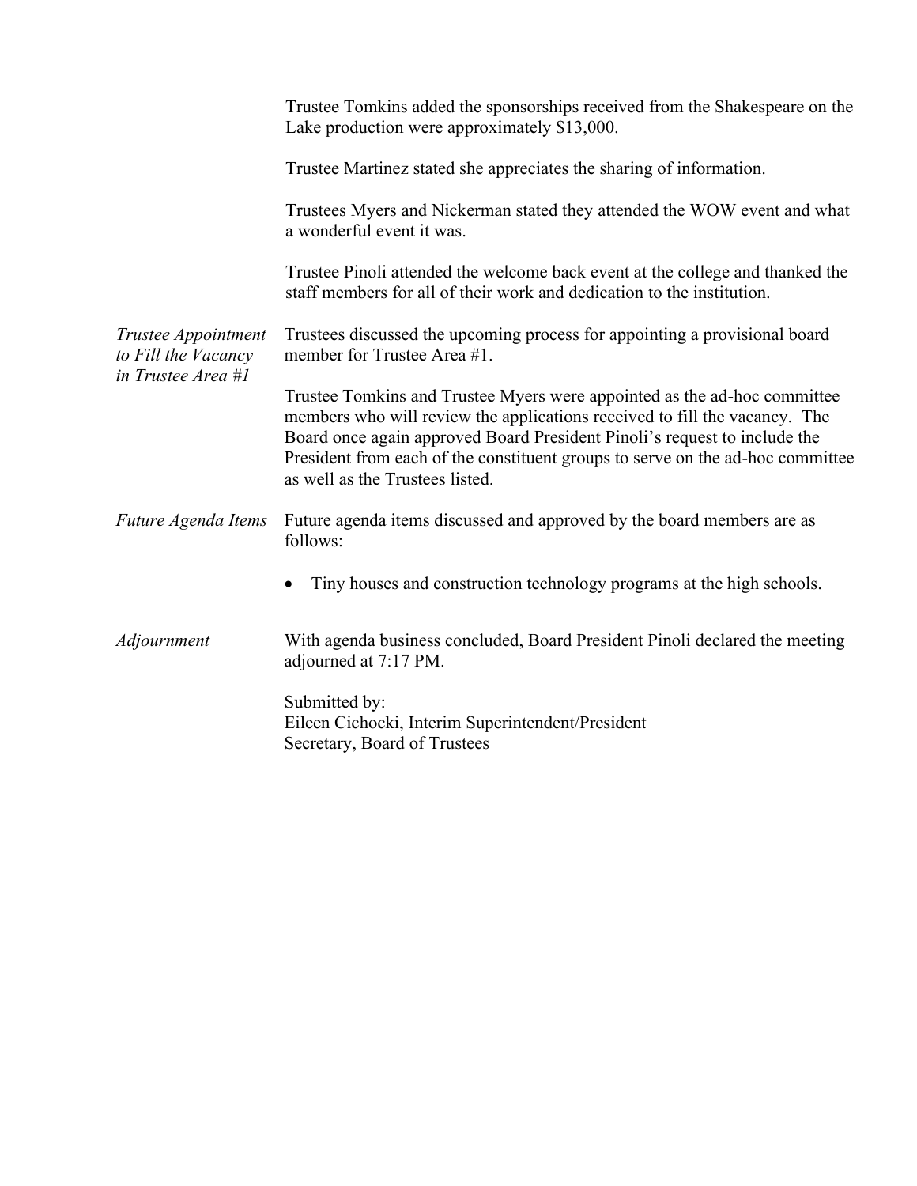Trustee Tomkins added the sponsorships received from the Shakespeare on the Lake production were approximately $13,000.

Trustee Martinez stated she appreciates the sharing of information.

Trustees Myers and Nickerman stated they attended the WOW event and what a wonderful event it was.

Trustee Pinoli attended the welcome back event at the college and thanked the staff members for all of their work and dedication to the institution.

*Trustee Appointment to Fill the Vacancy in Trustee Area #1*

Trustees discussed the upcoming process for appointing a provisional board member for Trustee Area #1.

Trustee Tomkins and Trustee Myers were appointed as the ad-hoc committee members who will review the applications received to fill the vacancy. The Board once again approved Board President Pinoli's request to include the President from each of the constituent groups to serve on the ad-hoc committee as well as the Trustees listed.

*Future Agenda Items*

Future agenda items discussed and approved by the board members are as follows:

- Tiny houses and construction technology programs at the high schools.

*Adjournment*

With agenda business concluded, Board President Pinoli declared the meeting adjourned at 7:17 PM.

Submitted by:
Eileen Cichocki, Interim Superintendent/President
Secretary, Board of Trustees